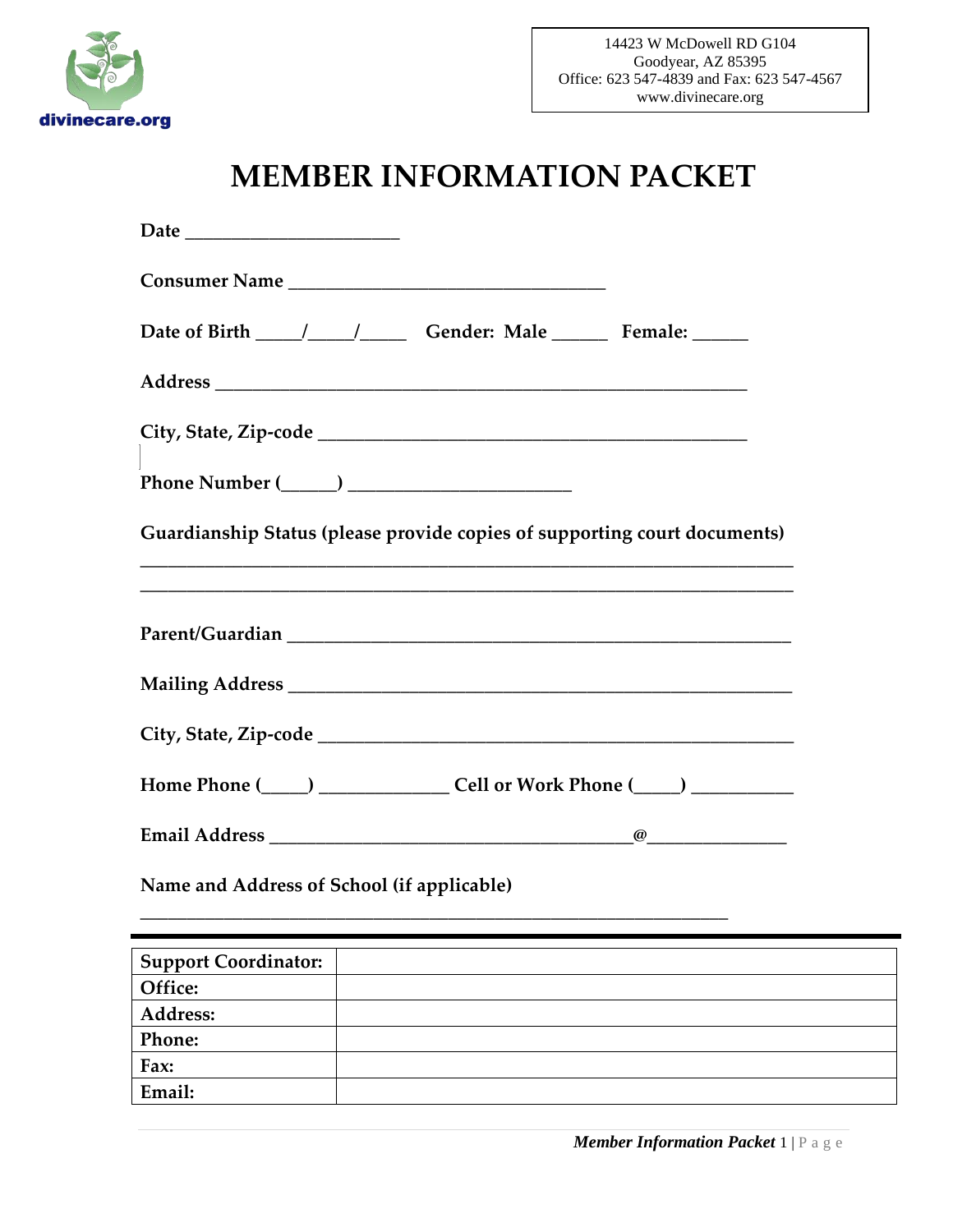divinecare.org

14423 W McDowell RD G104
Goodyear, AZ 85395
Office: 623 547-4839 and Fax: 623 547-4567
www.divinecare.org

# MEMBER INFORMATION PACKET

**Date** ______________________

**Consumer Name** ________________________________

**Date of Birth** _____/_____/_____ **Gender: Male** ______ **Female:** ______

**Address** ______________________________________________________

**City, State, Zip-code** ____________________________________________

**Phone Number (______)** ______________________

**Guardianship Status (please provide copies of supporting court documents)**

__________________________________________________________________

__________________________________________________________________

**Parent/Guardian** ___________________________________________________

**Mailing Address** ___________________________________________________

**City, State, Zip-code** _______________________________________________

**Home Phone (_____)** _____________ **Cell or Work Phone (_____)** __________

**Email Address** _____________________________________@______________

**Name and Address of School (if applicable)**

_____________________________________________________________

| **Support Coordinator:** | |
|---|---|
| **Office:** | |
| **Address:** | |
| **Phone:** | |
| **Fax:** | |
| **Email:** | |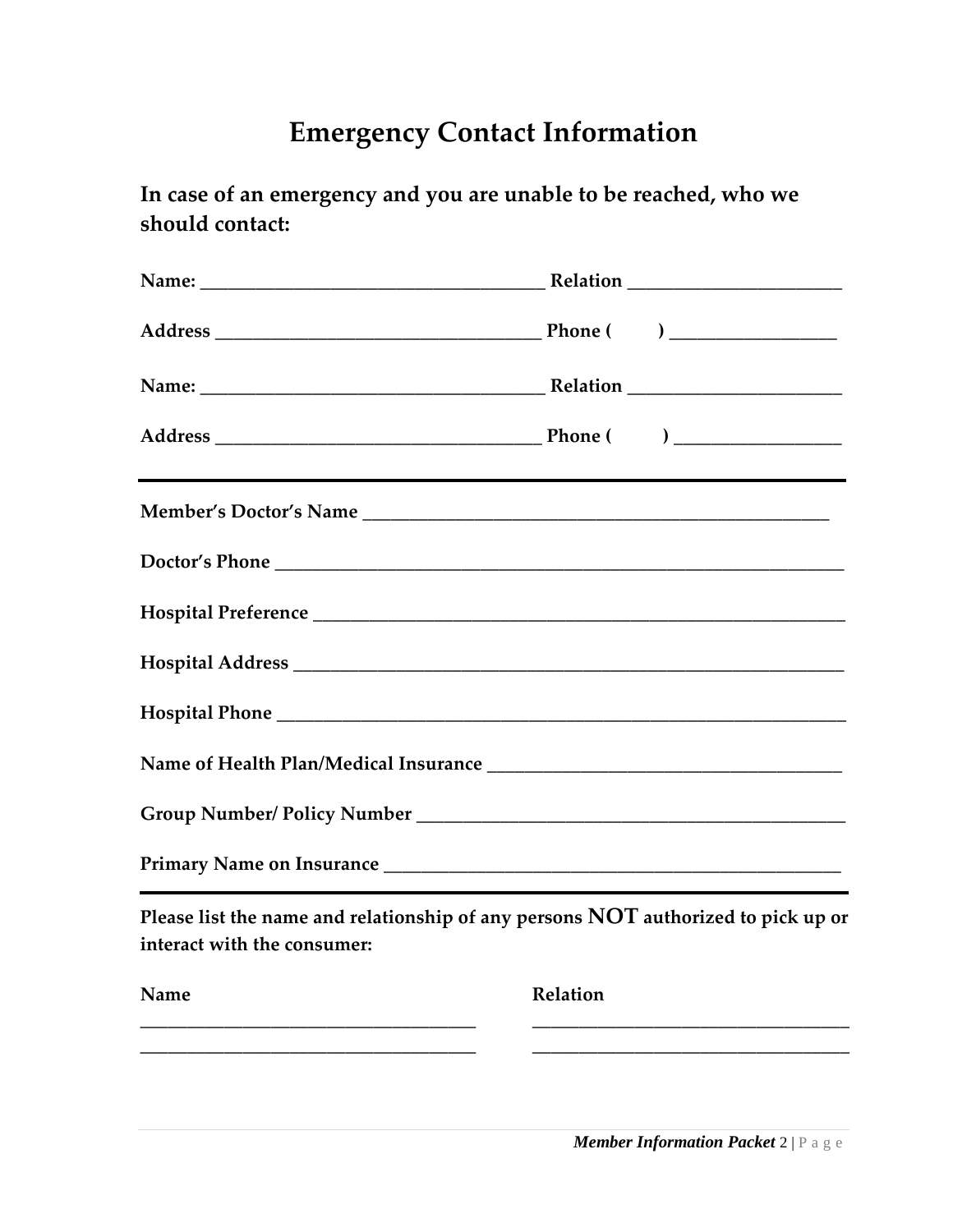# Emergency Contact Information

**In case of an emergency and you are unable to be reached, who we should contact:**

**Name:** ____________________________________ **Relation** ______________________

**Address** __________________________________ **Phone (      )** ________________

**Name:** ____________________________________ **Relation** ______________________

**Address** __________________________________ **Phone (      )** ________________

---

**Member's Doctor's Name** _________________________________________________

**Doctor's Phone** _______________________________________________________

**Hospital Preference** ___________________________________________________

**Hospital Address** _____________________________________________________

**Hospital Phone** _______________________________________________________

**Name of Health Plan/Medical Insurance** ___________________________________

**Group Number/ Policy Number** ___________________________________________

**Primary Name on Insurance** ______________________________________________

---

**Please list the name and relationship of any persons NOT authorized to pick up or interact with the consumer:**

| Name | Relation |
|---|---|
| ____________________________________ | ____________________________________ |
| ____________________________________ | ____________________________________ |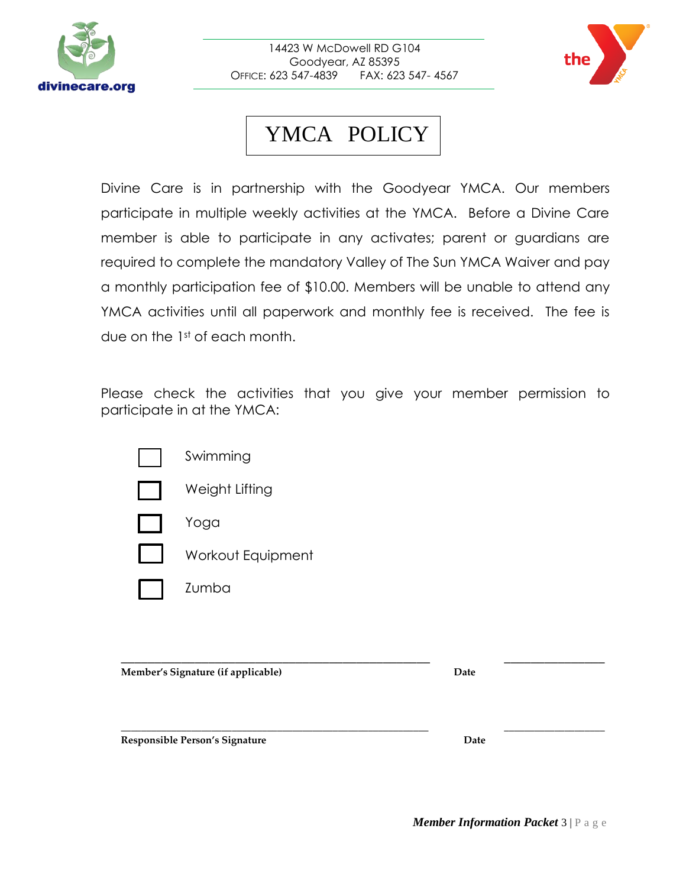14423 W McDowell RD G104
Goodyear, AZ 85395
OFFICE: 623 547-4839 FAX: 623 547- 4567

# YMCA POLICY

Divine Care is in partnership with the Goodyear YMCA. Our members participate in multiple weekly activities at the YMCA. Before a Divine Care member is able to participate in any activates; parent or guardians are required to complete the mandatory Valley of The Sun YMCA Waiver and pay a monthly participation fee of $10.00. Members will be unable to attend any YMCA activities until all paperwork and monthly fee is received. The fee is due on the 1st of each month.

Please check the activities that you give your member permission to participate in at the YMCA:

- ☐ Swimming
- ☐ Weight Lifting
- ☐ Yoga
- ☐ Workout Equipment
- ☐ Zumba

_______________________________________________ Date _______________

**Member's Signature (if applicable)**

_______________________________________________ Date _______________

**Responsible Person's Signature**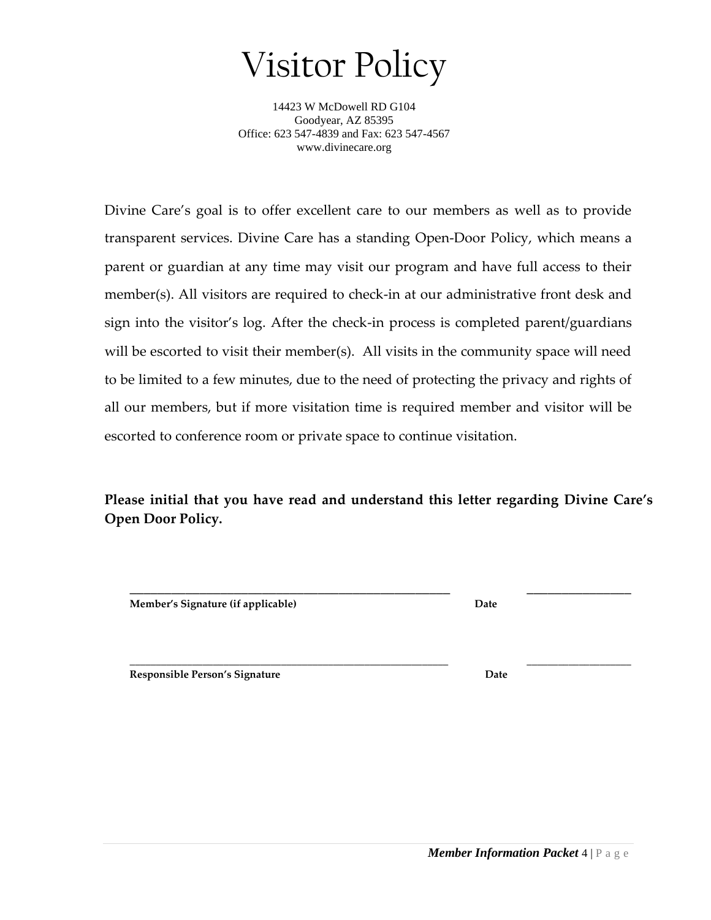# Visitor Policy

14423 W McDowell RD G104
Goodyear, AZ 85395
Office: 623 547-4839 and Fax: 623 547-4567
www.divinecare.org

Divine Care's goal is to offer excellent care to our members as well as to provide transparent services. Divine Care has a standing Open-Door Policy, which means a parent or guardian at any time may visit our program and have full access to their member(s). All visitors are required to check-in at our administrative front desk and sign into the visitor's log. After the check-in process is completed parent/guardians will be escorted to visit their member(s). All visits in the community space will need to be limited to a few minutes, due to the need of protecting the privacy and rights of all our members, but if more visitation time is required member and visitor will be escorted to conference room or private space to continue visitation.

**Please initial that you have read and understand this letter regarding Divine Care's Open Door Policy.**

_______________________________________________ _______________

**Member's Signature (if applicable)** **Date**

_______________________________________________ _______________

**Responsible Person's Signature** **Date**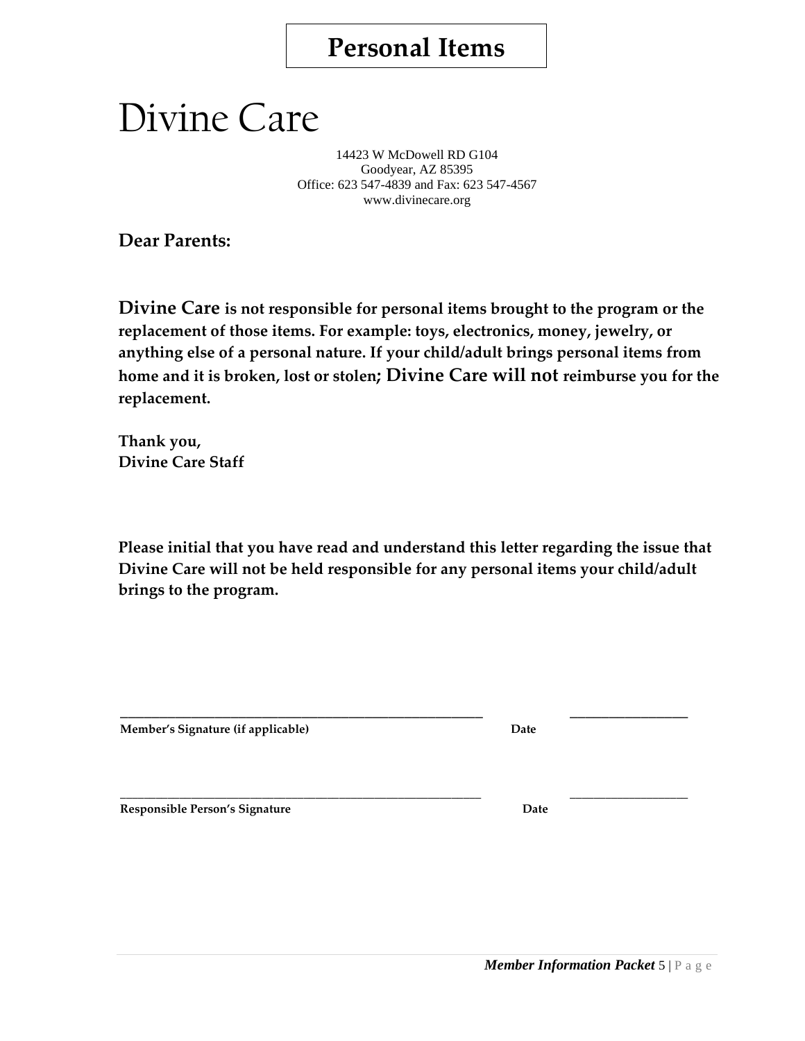# Personal Items

# Divine Care

14423 W McDowell RD G104
Goodyear, AZ 85395
Office: 623 547-4839 and Fax: 623 547-4567
www.divinecare.org

**Dear Parents:**

**Divine Care is not responsible for personal items brought to the program or the replacement of those items. For example: toys, electronics, money, jewelry, or anything else of a personal nature. If your child/adult brings personal items from home and it is broken, lost or stolen; Divine Care will not reimburse you for the replacement.**

**Thank you,**
**Divine Care Staff**

**Please initial that you have read and understand this letter regarding the issue that Divine Care will not be held responsible for any personal items your child/adult brings to the program.**

_______________________________________________ _______________
**Member's Signature (if applicable)** **Date**

_______________________________________________ _______________
**Responsible Person's Signature** **Date**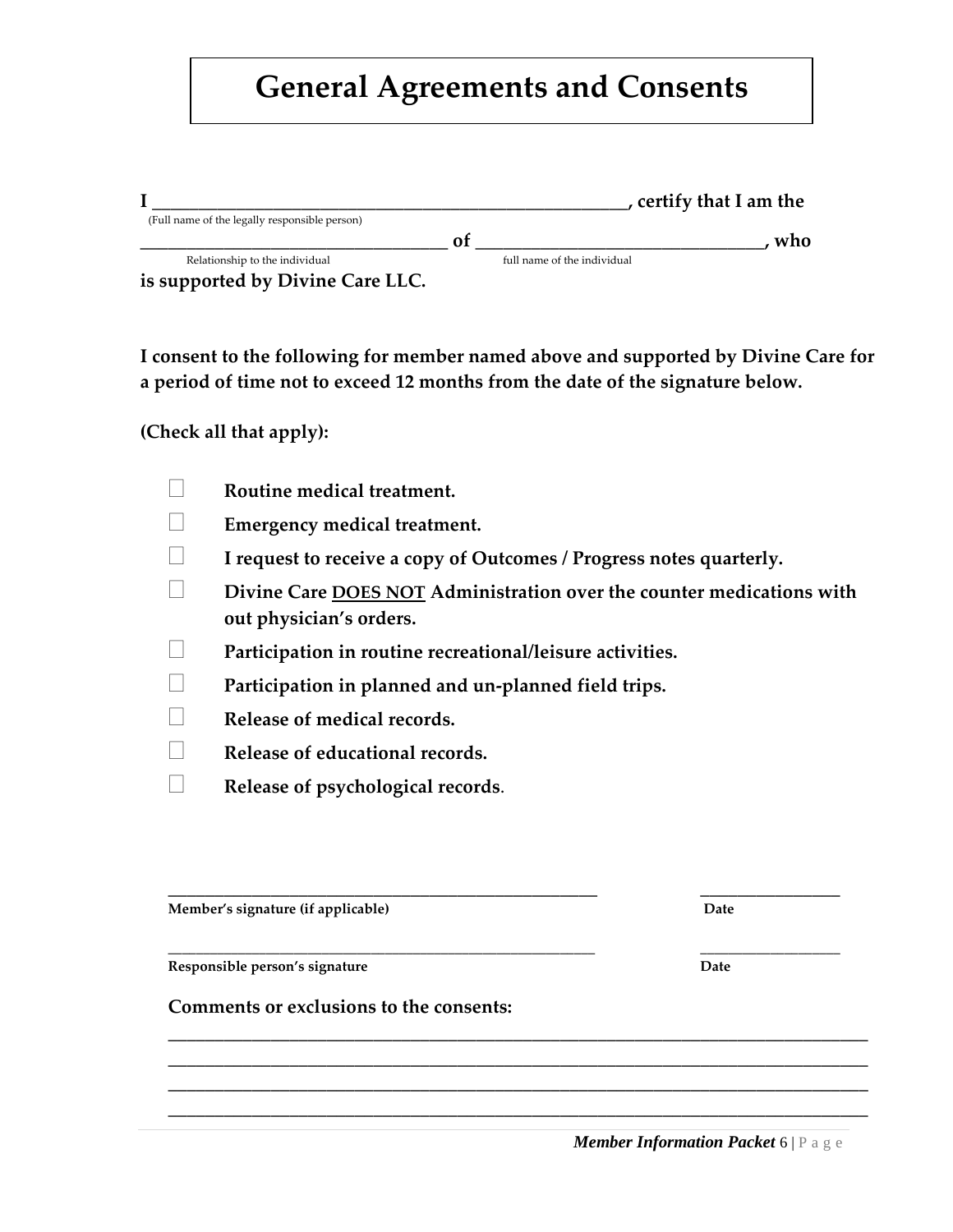# General Agreements and Consents

**I \_\_\_\_\_\_\_\_\_\_\_\_\_\_\_\_\_\_\_\_\_\_\_\_\_\_\_\_\_\_\_\_\_\_\_\_\_\_\_\_\_\_\_\_\_\_\_\_\_\_\_\_, certify that I am the**
(Full name of the legally responsible person)

**\_\_\_\_\_\_\_\_\_\_\_\_\_\_\_\_\_\_\_\_\_\_\_\_\_\_\_\_\_\_\_\_\_\_\_\_ of \_\_\_\_\_\_\_\_\_\_\_\_\_\_\_\_\_\_\_\_\_\_\_\_\_\_\_\_\_\_\_\_, who**
Relationship to the individual — full name of the individual

**is supported by Divine Care LLC.**

**I consent to the following for member named above and supported by Divine Care for a period of time not to exceed 12 months from the date of the signature below.**

**(Check all that apply):**

- ☐ **Routine medical treatment.**
- ☐ **Emergency medical treatment.**
- ☐ **I request to receive a copy of Outcomes / Progress notes quarterly.**
- ☐ **Divine Care <u>DOES NOT</u> Administration over the counter medications with out physician's orders.**
- ☐ **Participation in routine recreational/leisure activities.**
- ☐ **Participation in planned and un-planned field trips.**
- ☐ **Release of medical records.**
- ☐ **Release of educational records.**
- ☐ **Release of psychological records.**

\_\_\_\_\_\_\_\_\_\_\_\_\_\_\_\_\_\_\_\_\_\_\_\_\_\_\_\_\_\_\_\_\_\_\_\_\_\_\_\_\_\_\_\_\_\_\_\_ \_\_\_\_\_\_\_\_\_\_\_\_\_\_\_\_
**Member's signature (if applicable)** **Date**

\_\_\_\_\_\_\_\_\_\_\_\_\_\_\_\_\_\_\_\_\_\_\_\_\_\_\_\_\_\_\_\_\_\_\_\_\_\_\_\_\_\_\_\_\_\_\_\_ \_\_\_\_\_\_\_\_\_\_\_\_\_\_\_\_
**Responsible person's signature** **Date**

**Comments or exclusions to the consents:**

\_\_\_\_\_\_\_\_\_\_\_\_\_\_\_\_\_\_\_\_\_\_\_\_\_\_\_\_\_\_\_\_\_\_\_\_\_\_\_\_\_\_\_\_\_\_\_\_\_\_\_\_\_\_\_\_\_\_\_\_\_\_\_\_\_\_\_\_\_\_\_\_
\_\_\_\_\_\_\_\_\_\_\_\_\_\_\_\_\_\_\_\_\_\_\_\_\_\_\_\_\_\_\_\_\_\_\_\_\_\_\_\_\_\_\_\_\_\_\_\_\_\_\_\_\_\_\_\_\_\_\_\_\_\_\_\_\_\_\_\_\_\_\_\_
\_\_\_\_\_\_\_\_\_\_\_\_\_\_\_\_\_\_\_\_\_\_\_\_\_\_\_\_\_\_\_\_\_\_\_\_\_\_\_\_\_\_\_\_\_\_\_\_\_\_\_\_\_\_\_\_\_\_\_\_\_\_\_\_\_\_\_\_\_\_\_\_
\_\_\_\_\_\_\_\_\_\_\_\_\_\_\_\_\_\_\_\_\_\_\_\_\_\_\_\_\_\_\_\_\_\_\_\_\_\_\_\_\_\_\_\_\_\_\_\_\_\_\_\_\_\_\_\_\_\_\_\_\_\_\_\_\_\_\_\_\_\_\_\_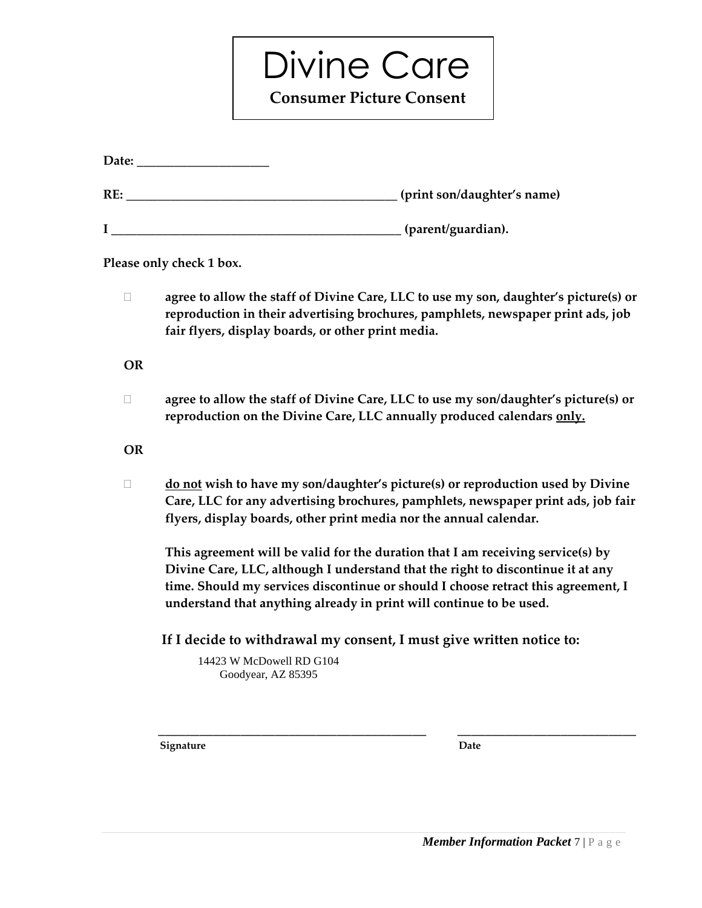# Divine Care

## Consumer Picture Consent

**Date: ____________________**

**RE: __________________________________________ (print son/daughter's name)**

**I _____________________________________________ (parent/guardian).**

**Please only check 1 box.**

- ☐ **agree to allow the staff of Divine Care, LLC to use my son, daughter's picture(s) or reproduction in their advertising brochures, pamphlets, newspaper print ads, job fair flyers, display boards, or other print media.**

**OR**

- ☐ **agree to allow the staff of Divine Care, LLC to use my son/daughter's picture(s) or reproduction on the Divine Care, LLC annually produced calendars <u>only.</u>**

**OR**

- ☐ **<u>do not</u> wish to have my son/daughter's picture(s) or reproduction used by Divine Care, LLC for any advertising brochures, pamphlets, newspaper print ads, job fair flyers, display boards, other print media nor the annual calendar.**

**This agreement will be valid for the duration that I am receiving service(s) by Divine Care, LLC, although I understand that the right to discontinue it at any time. Should my services discontinue or should I choose retract this agreement, I understand that anything already in print will continue to be used.**

**If I decide to withdrawal my consent, I must give written notice to:**

14423 W McDowell RD G104
Goodyear, AZ 85395

_____________________________________________ ______________________________

**Signature** **Date**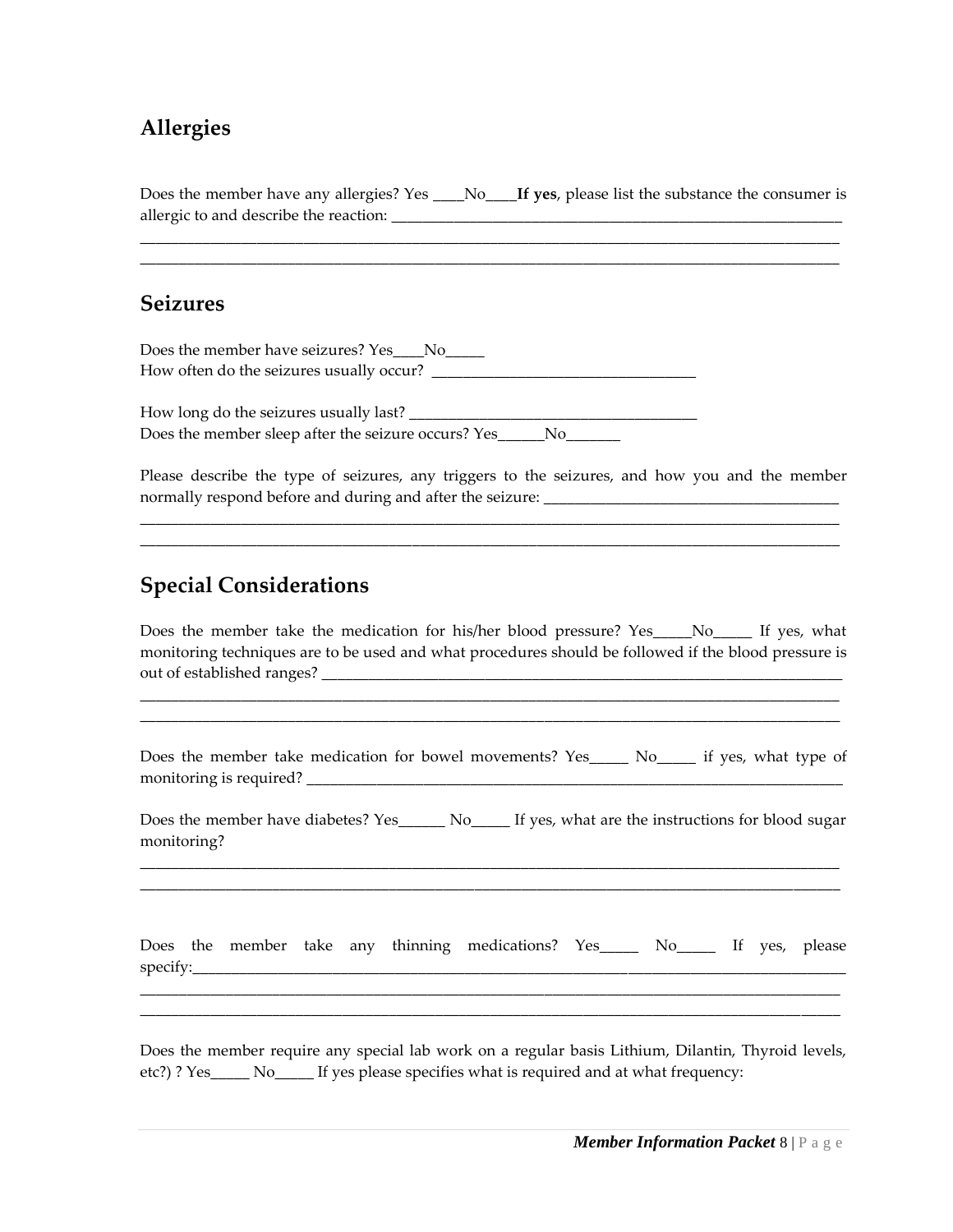## Allergies

Does the member have any allergies? Yes ____No____**If yes**, please list the substance the consumer is allergic to and describe the reaction: ______________________________________________________________
__________________________________________________________________________________________
__________________________________________________________________________________________

## Seizures

Does the member have seizures? Yes____No_____
How often do the seizures usually occur? __________________________________

How long do the seizures usually last? ____________________________________
Does the member sleep after the seizure occurs? Yes______No_______

Please describe the type of seizures, any triggers to the seizures, and how you and the member normally respond before and during and after the seizure: ______________________________________
__________________________________________________________________________________________
__________________________________________________________________________________________

## Special Considerations

Does the member take the medication for his/her blood pressure? Yes_____No_____ If yes, what monitoring techniques are to be used and what procedures should be followed if the blood pressure is out of established ranges? ______________________________________________________________________
__________________________________________________________________________________________
__________________________________________________________________________________________

Does the member take medication for bowel movements? Yes_____ No_____ if yes, what type of monitoring is required? ___________________________________________________________________________

Does the member have diabetes? Yes______ No_____ If yes, what are the instructions for blood sugar monitoring?
__________________________________________________________________________________________
__________________________________________________________________________________________

Does the member take any thinning medications? Yes_____ No_____ If yes, please specify:______________________________________________________________________________________
__________________________________________________________________________________________
__________________________________________________________________________________________

Does the member require any special lab work on a regular basis Lithium, Dilantin, Thyroid levels, etc?) ? Yes_____ No_____ If yes please specifies what is required and at what frequency: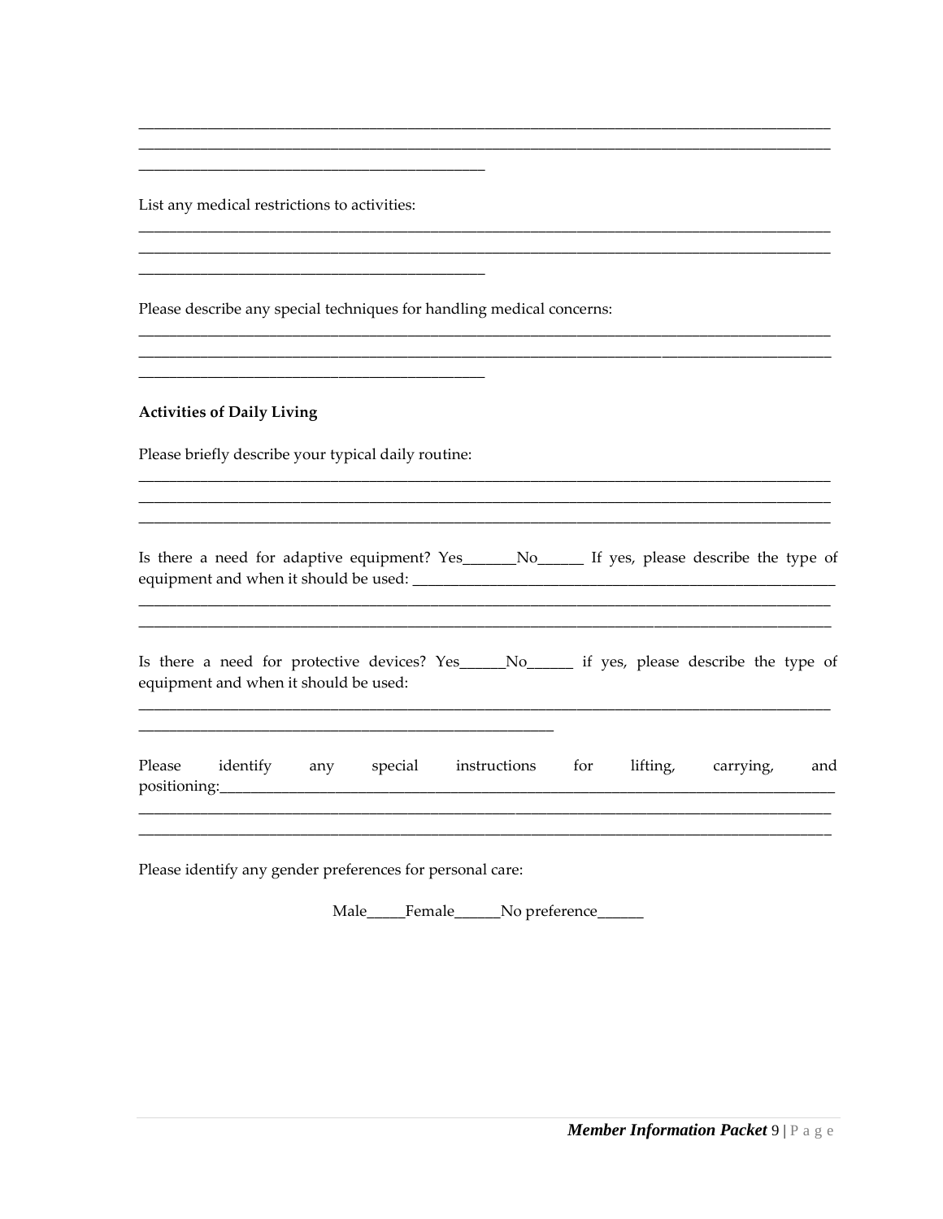_______________________________________________________________________________
_______________________________________________________________________________
________________________________________

List any medical restrictions to activities:

_______________________________________________________________________________
_______________________________________________________________________________
________________________________________

Please describe any special techniques for handling medical concerns:

_______________________________________________________________________________
_______________________________________________________________________________
________________________________________

**Activities of Daily Living**

Please briefly describe your typical daily routine:

_______________________________________________________________________________
_______________________________________________________________________________
_______________________________________________________________________________

Is there a need for adaptive equipment? Yes_______No______ If yes, please describe the type of equipment and when it should be used: ____________________________________________________
_______________________________________________________________________________
_______________________________________________________________________________

Is there a need for protective devices? Yes______No______ if yes, please describe the type of equipment and when it should be used:

_______________________________________________________________________________
_______________________________________________

Please identify any special instructions for lifting, carrying, and positioning:___________________________________________________________________________
_______________________________________________________________________________
_______________________________________________________________________________

Please identify any gender preferences for personal care:

Male_____Female______No preference______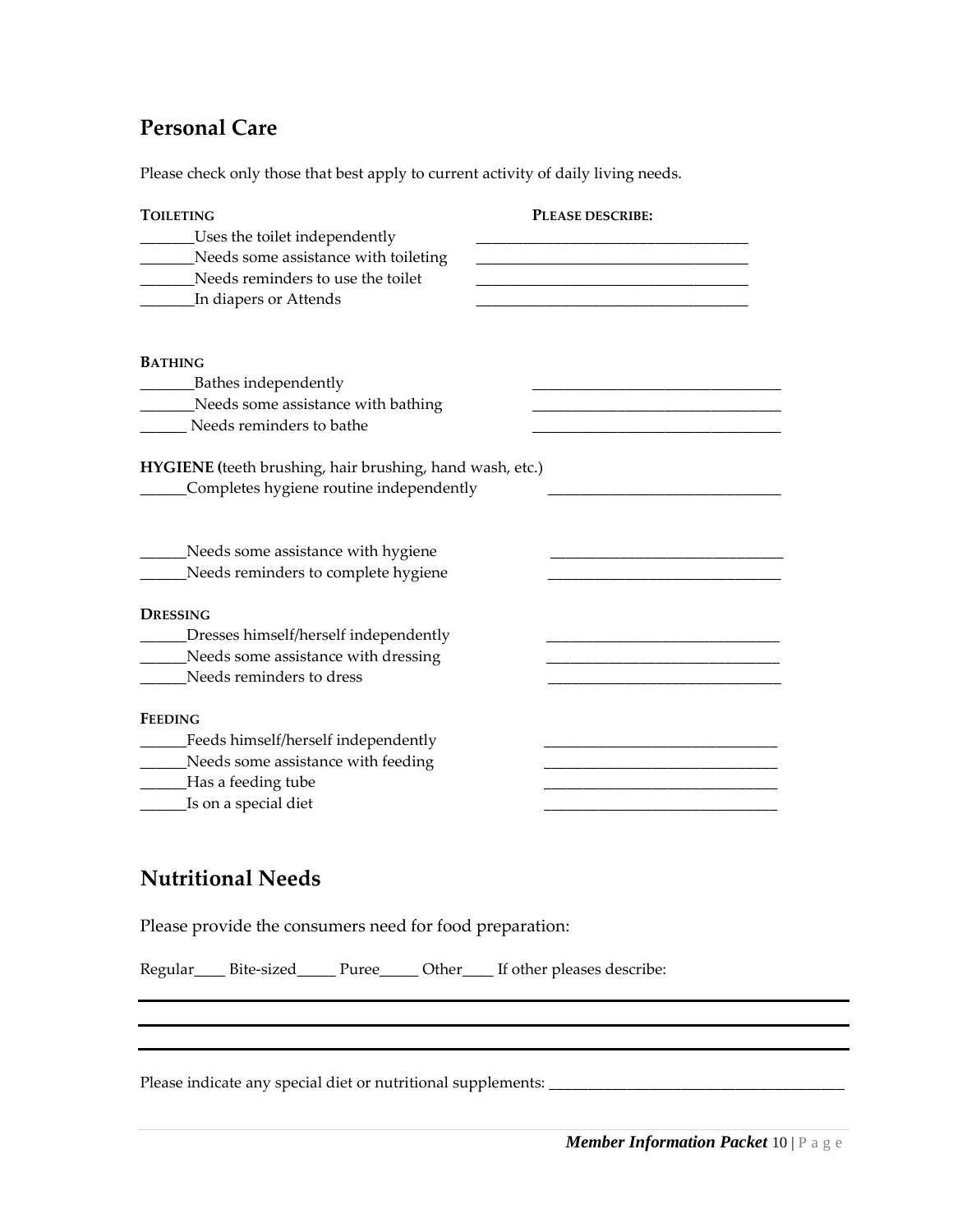## Personal Care

Please check only those that best apply to current activity of daily living needs.

**TOILETING** **PLEASE DESCRIBE:**

_______Uses the toilet independently ___________________________________

_______Needs some assistance with toileting ___________________________________

_______Needs reminders to use the toilet ___________________________________

_______In diapers or Attends ___________________________________

**BATHING**

_______Bathes independently ________________________________

_______Needs some assistance with bathing ________________________________

______ Needs reminders to bathe ________________________________

**HYGIENE (**teeth brushing, hair brushing, hand wash, etc.)

______Completes hygiene routine independently ______________________________

______Needs some assistance with hygiene ______________________________

______Needs reminders to complete hygiene ______________________________

**DRESSING**

______Dresses himself/herself independently ______________________________

______Needs some assistance with dressing ______________________________

______Needs reminders to dress ______________________________

**FEEDING**

______Feeds himself/herself independently ______________________________

______Needs some assistance with feeding ______________________________

______Has a feeding tube ______________________________

______Is on a special diet ______________________________

## Nutritional Needs

Please provide the consumers need for food preparation:

Regular____ Bite-sized_____ Puree_____ Other____ If other pleases describe:

---

---

---

Please indicate any special diet or nutritional supplements: _______________________________________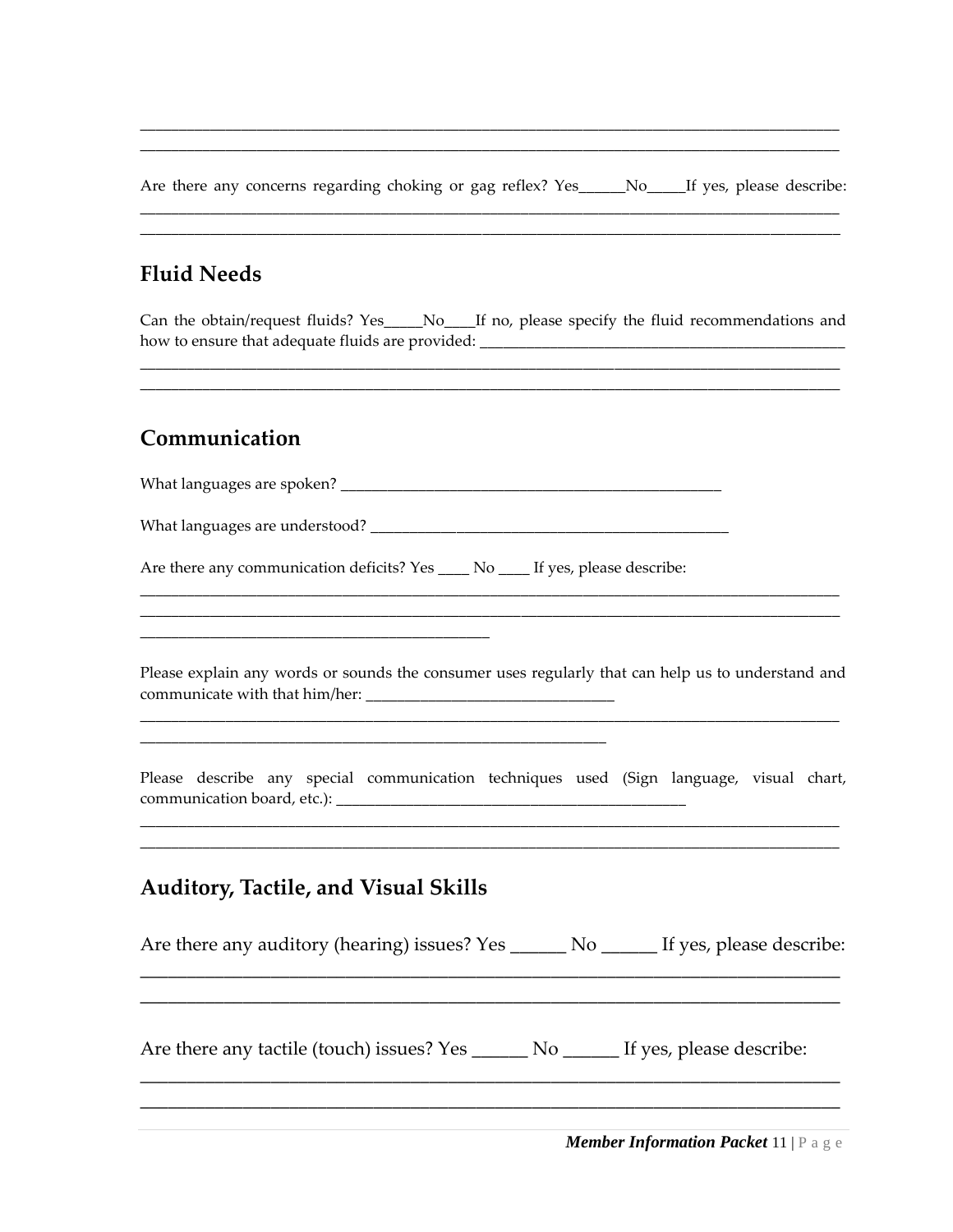_______________________________________________________________________________________
_______________________________________________________________________________________

Are there any concerns regarding choking or gag reflex? Yes______No_____If yes, please describe:
_______________________________________________________________________________________
_______________________________________________________________________________________

## Fluid Needs

Can the obtain/request fluids? Yes_____No____If no, please specify the fluid recommendations and how to ensure that adequate fluids are provided: ________________________________________________
_______________________________________________________________________________________
_______________________________________________________________________________________

## Communication

What languages are spoken? ___________________________________________________

What languages are understood? _______________________________________________

Are there any communication deficits? Yes ____ No ____ If yes, please describe:
_______________________________________________________________________________________
_______________________________________________________________________________________
_____________________________________________

Please explain any words or sounds the consumer uses regularly that can help us to understand and communicate with that him/her: ________________________________
_______________________________________________________________________________________
____________________________________________________________

Please describe any special communication techniques used (Sign language, visual chart, communication board, etc.): _______________________________________________
_______________________________________________________________________________________
_______________________________________________________________________________________

## Auditory, Tactile, and Visual Skills

Are there any auditory (hearing) issues? Yes ______ No ______ If yes, please describe:
_______________________________________________________________________________________
_______________________________________________________________________________________

Are there any tactile (touch) issues? Yes ______ No ______ If yes, please describe:
_______________________________________________________________________________________
_______________________________________________________________________________________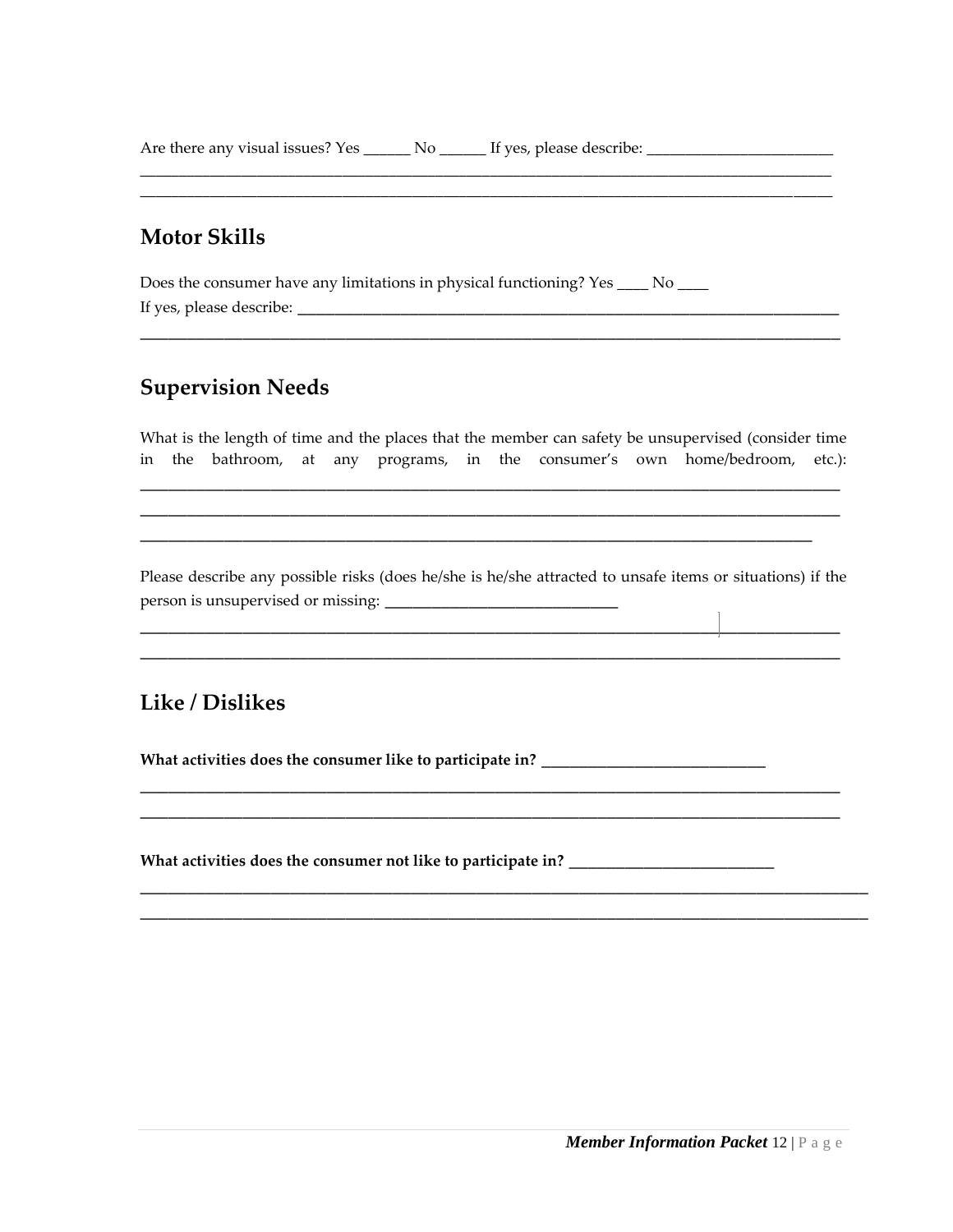Are there any visual issues? Yes ______ No ______ If yes, please describe: ________________________
__________________________________________________________________________________________
__________________________________________________________________________________________

## Motor Skills

Does the consumer have any limitations in physical functioning? Yes ____ No ____
If yes, please describe: ____________________________________________________________________
__________________________________________________________________________________________

## Supervision Needs

What is the length of time and the places that the member can safety be unsupervised (consider time in the bathroom, at any programs, in the consumer's own home/bedroom, etc.):
__________________________________________________________________________________________
__________________________________________________________________________________________
__________________________________________________________________________________________

Please describe any possible risks (does he/she is he/she attracted to unsafe items or situations) if the person is unsupervised or missing: ______________________________
__________________________________________________________________________________________
__________________________________________________________________________________________

## Like / Dislikes

**What activities does the consumer like to participate in?** ______________________________
__________________________________________________________________________________________
__________________________________________________________________________________________

**What activities does the consumer not like to participate in?** ___________________________
__________________________________________________________________________________________
__________________________________________________________________________________________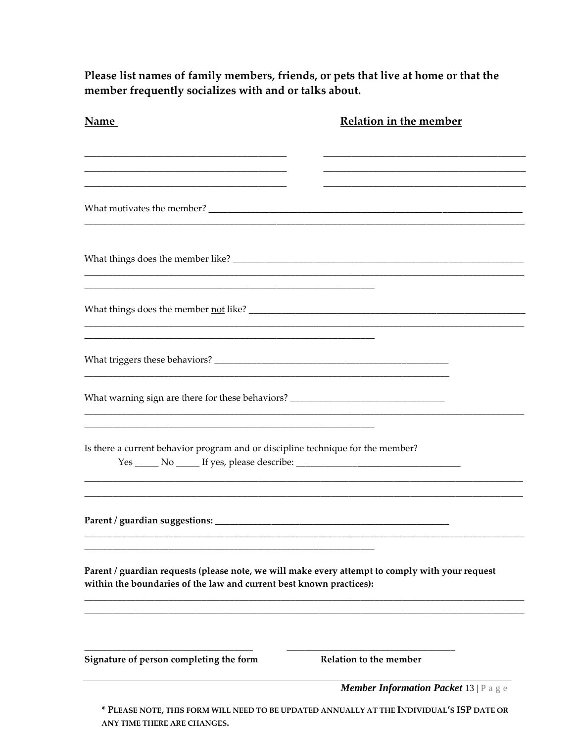**Please list names of family members, friends, or pets that live at home or that the member frequently socializes with and or talks about.**

| Name | Relation in the member |
|---|---|
| ________________________ | ________________________ |
| ________________________ | ________________________ |
| ________________________ | ________________________ |

What motivates the member? ______________________________________________

______________________________________________________________________

What things does the member like? ___________________________________________

______________________________________________________________________

______________________________________

What things does the member not like? ________________________________________

______________________________________________________________________

______________________________________

What triggers these behaviors? _________________________________

______________________________________________________

What warning sign are there for these behaviors? ____________________

______________________________________________________________________

______________________________________

Is there a current behavior program and or discipline technique for the member?

Yes _____ No _____ If yes, please describe: _______________________

______________________________________________________________________

______________________________________________________________________

**Parent / guardian suggestions:** _________________________________

______________________________________________________________________

______________________________________

**Parent / guardian requests (please note, we will make every attempt to comply with your request within the boundaries of the law and current best known practices):**

______________________________________________________________________

______________________________________________________________________

______________________ ______________________

**Signature of person completing the form** **Relation to the member**

**\* PLEASE NOTE, THIS FORM WILL NEED TO BE UPDATED ANNUALLY AT THE INDIVIDUAL'S ISP DATE OR ANY TIME THERE ARE CHANGES.**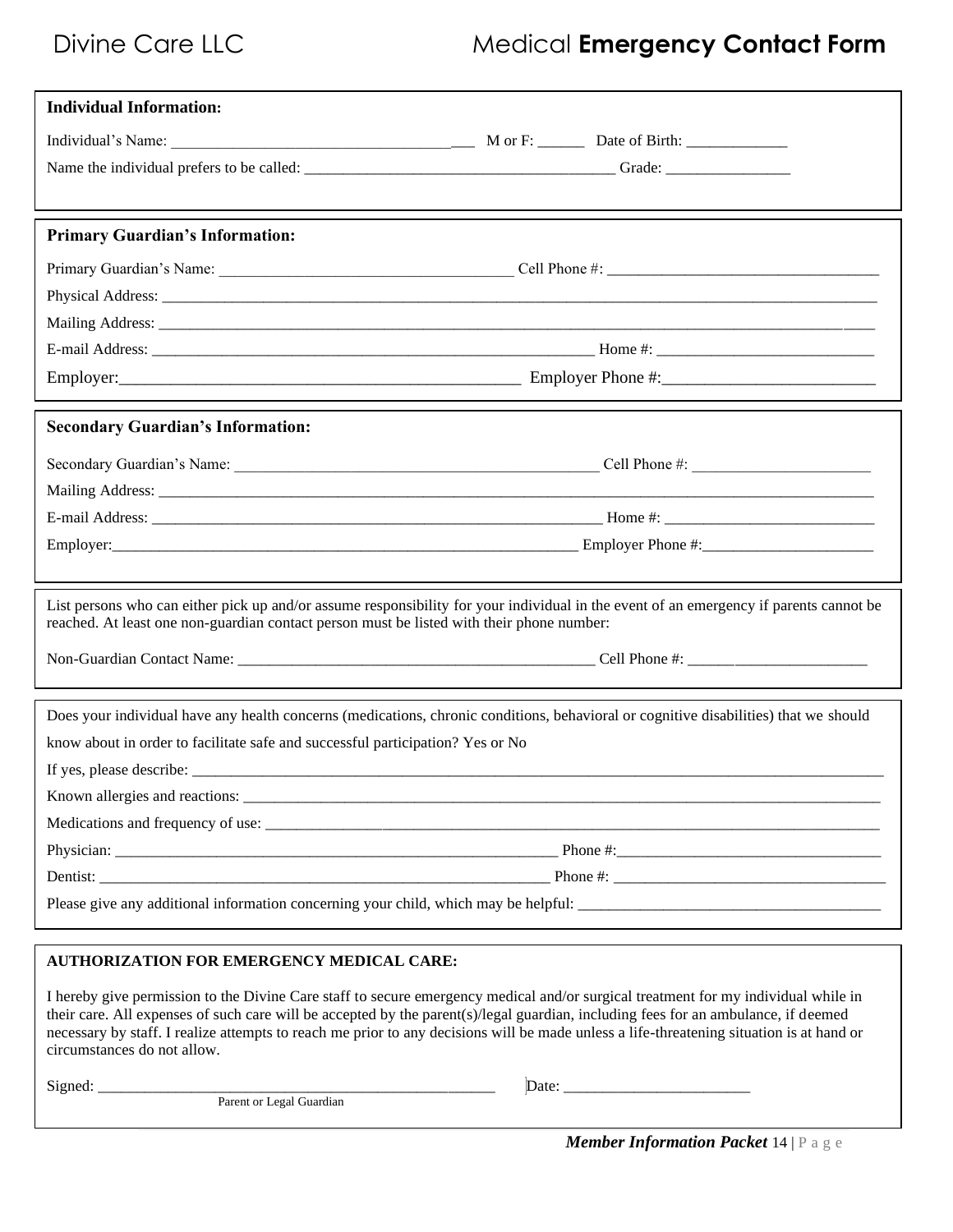Divine Care LLC

# Medical **Emergency Contact Form**

**Individual Information:**

Individual's Name: ________________________________________ M or F: ______ Date of Birth: _____________

Name the individual prefers to be called: ________________________________________ Grade: ________________

**Primary Guardian's Information:**

Primary Guardian's Name: ______________________________________ Cell Phone #: ___________________________________

Physical Address: ____________________________________________________________________________________________

Mailing Address: _____________________________________________________________________________________________

E-mail Address: ____________________________________________________________ Home #: ____________________________

Employer:__________________________________________________ Employer Phone #:_________________________

**Secondary Guardian's Information:**

Secondary Guardian's Name: ________________________________________________ Cell Phone #: _______________________

Mailing Address: _____________________________________________________________________________________________

E-mail Address: _____________________________________________________________ Home #: ___________________________

Employer:_______________________________________________________________ Employer Phone #:______________________

List persons who can either pick up and/or assume responsibility for your individual in the event of an emergency if parents cannot be reached. At least one non-guardian contact person must be listed with their phone number:

Non-Guardian Contact Name: ________________________________________________ Cell Phone #: _________________________

Does your individual have any health concerns (medications, chronic conditions, behavioral or cognitive disabilities) that we should know about in order to facilitate safe and successful participation? Yes or No

If yes, please describe: ______________________________________________________________________________________

Known allergies and reactions: ________________________________________________________________________________

Medications and frequency of use: _____________________________________________________________________________

Physician: ____________________________________________________________ Phone #:___________________________________

Dentist: ______________________________________________________________ Phone #: ___________________________________

Please give any additional information concerning your child, which may be helpful: _______________________________________

**AUTHORIZATION FOR EMERGENCY MEDICAL CARE:**

I hereby give permission to the Divine Care staff to secure emergency medical and/or surgical treatment for my individual while in their care. All expenses of such care will be accepted by the parent(s)/legal guardian, including fees for an ambulance, if deemed necessary by staff. I realize attempts to reach me prior to any decisions will be made unless a life-threatening situation is at hand or circumstances do not allow.

Signed: ____________________________________________________ Date: ________________________
Parent or Legal Guardian